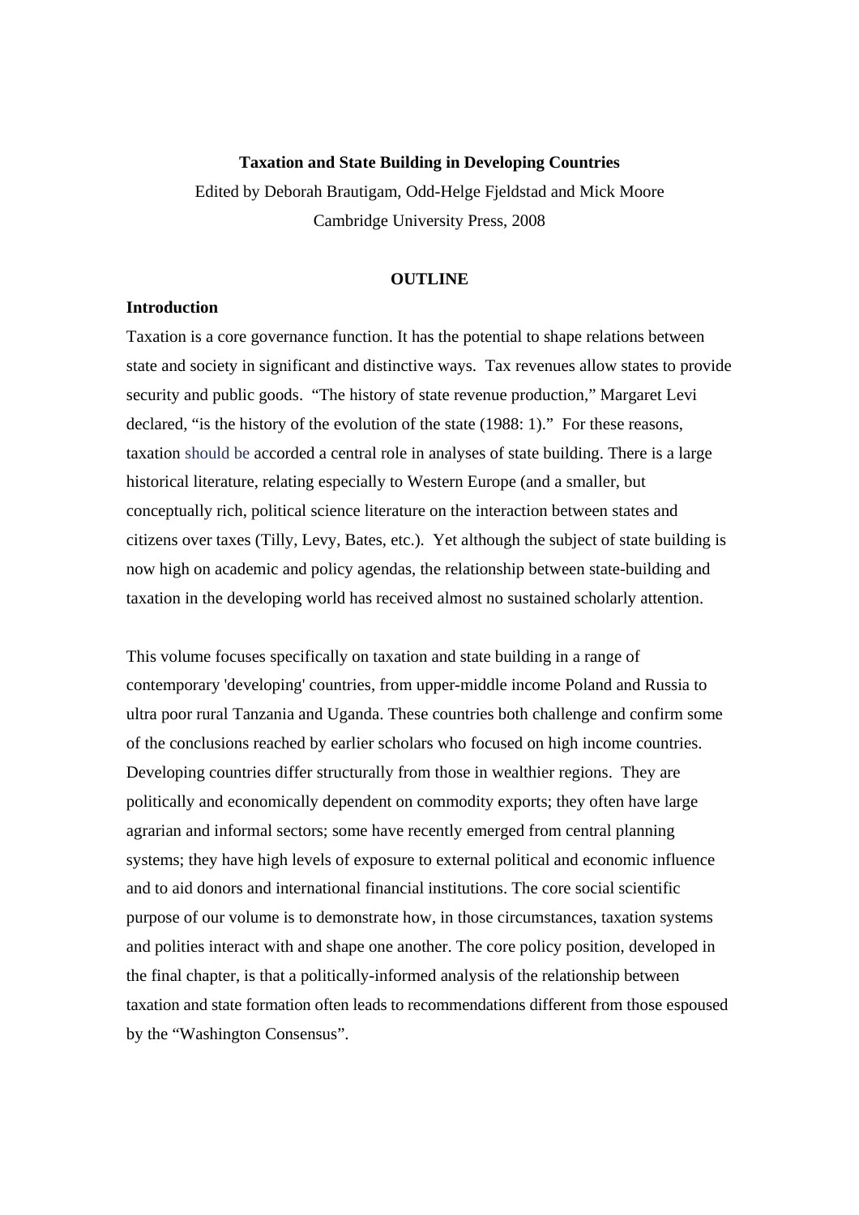**Taxation and State Building in Developing Countries**

Edited by Deborah Brautigam, Odd-Helge Fjeldstad and Mick Moore

Cambridge University Press, 2008

**OUTLINE**

**Introduction**

Taxation is a core governance function. It has the potential to shape relations between state and society in significant and distinctive ways. Tax revenues allow states to provide security and public goods. "The history of state revenue production," Margaret Levi declared, "is the history of the evolution of the state (1988: 1)." For these reasons, taxation should be accorded a central role in analyses of state building. There is a large historical literature, relating especially to Western Europe (and a smaller, but conceptually rich, political science literature on the interaction between states and citizens over taxes (Tilly, Levy, Bates, etc.). Yet although the subject of state building is now high on academic and policy agendas, the relationship between state-building and taxation in the developing world has received almost no sustained scholarly attention.

This volume focuses specifically on taxation and state building in a range of contemporary 'developing' countries, from upper-middle income Poland and Russia to ultra poor rural Tanzania and Uganda. These countries both challenge and confirm some of the conclusions reached by earlier scholars who focused on high income countries. Developing countries differ structurally from those in wealthier regions. They are politically and economically dependent on commodity exports; they often have large agrarian and informal sectors; some have recently emerged from central planning systems; they have high levels of exposure to external political and economic influence and to aid donors and international financial institutions. The core social scientific purpose of our volume is to demonstrate how, in those circumstances, taxation systems and polities interact with and shape one another. The core policy position, developed in the final chapter, is that a politically-informed analysis of the relationship between taxation and state formation often leads to recommendations different from those espoused by the "Washington Consensus".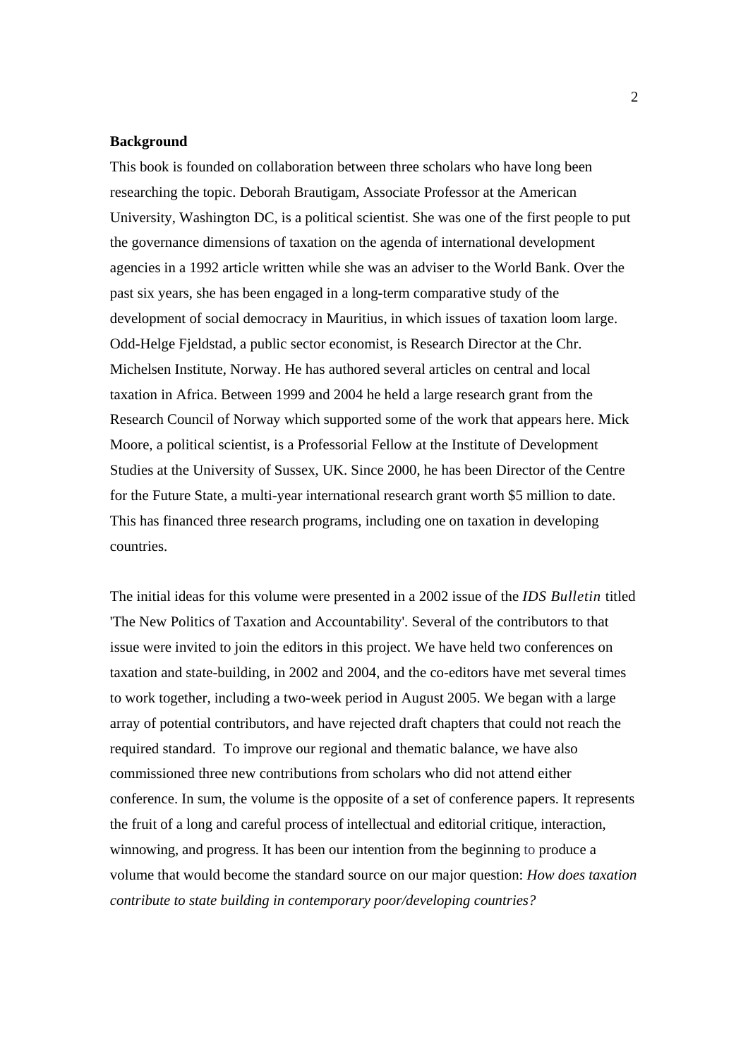**Background**

This book is founded on collaboration between three scholars who have long been researching the topic. Deborah Brautigam, Associate Professor at the American University, Washington DC, is a political scientist. She was one of the first people to put the governance dimensions of taxation on the agenda of international development agencies in a 1992 article written while she was an adviser to the World Bank. Over the past six years, she has been engaged in a long-term comparative study of the development of social democracy in Mauritius, in which issues of taxation loom large. Odd-Helge Fjeldstad, a public sector economist, is Research Director at the Chr. Michelsen Institute, Norway. He has authored several articles on central and local taxation in Africa. Between 1999 and 2004 he held a large research grant from the Research Council of Norway which supported some of the work that appears here. Mick Moore, a political scientist, is a Professorial Fellow at the Institute of Development Studies at the University of Sussex, UK. Since 2000, he has been Director of the Centre for the Future State, a multi-year international research grant worth $5 million to date. This has financed three research programs, including one on taxation in developing countries.

The initial ideas for this volume were presented in a 2002 issue of the *IDS Bulletin* titled 'The New Politics of Taxation and Accountability'. Several of the contributors to that issue were invited to join the editors in this project. We have held two conferences on taxation and state-building, in 2002 and 2004, and the co-editors have met several times to work together, including a two-week period in August 2005. We began with a large array of potential contributors, and have rejected draft chapters that could not reach the required standard. To improve our regional and thematic balance, we have also commissioned three new contributions from scholars who did not attend either conference. In sum, the volume is the opposite of a set of conference papers. It represents the fruit of a long and careful process of intellectual and editorial critique, interaction, winnowing, and progress. It has been our intention from the beginning to produce a volume that would become the standard source on our major question: *How does taxation contribute to state building in contemporary poor/developing countries?*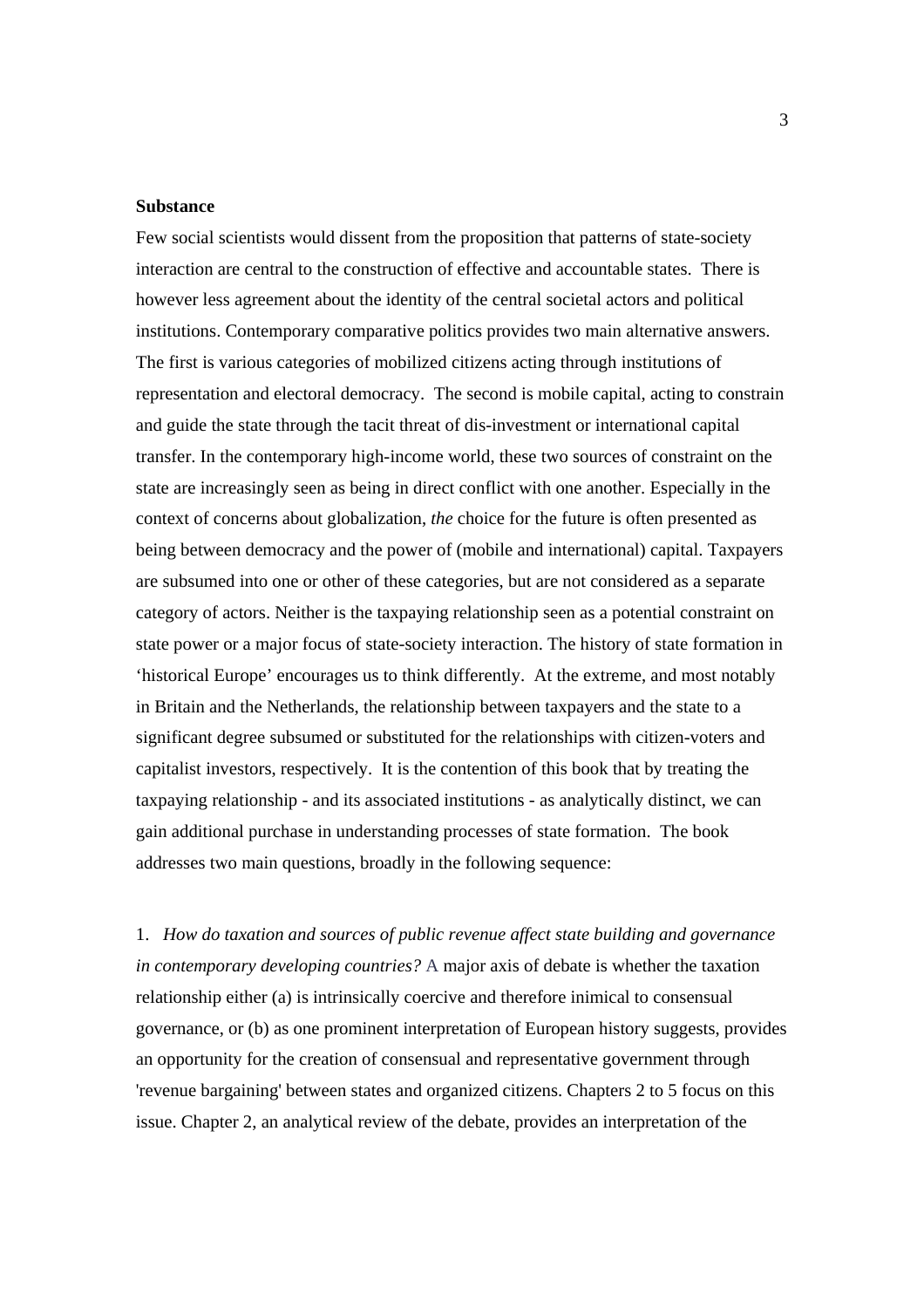**Substance**

Few social scientists would dissent from the proposition that patterns of state-society interaction are central to the construction of effective and accountable states. There is however less agreement about the identity of the central societal actors and political institutions. Contemporary comparative politics provides two main alternative answers. The first is various categories of mobilized citizens acting through institutions of representation and electoral democracy. The second is mobile capital, acting to constrain and guide the state through the tacit threat of dis-investment or international capital transfer. In the contemporary high-income world, these two sources of constraint on the state are increasingly seen as being in direct conflict with one another. Especially in the context of concerns about globalization, *the* choice for the future is often presented as being between democracy and the power of (mobile and international) capital. Taxpayers are subsumed into one or other of these categories, but are not considered as a separate category of actors. Neither is the taxpaying relationship seen as a potential constraint on state power or a major focus of state-society interaction. The history of state formation in 'historical Europe' encourages us to think differently. At the extreme, and most notably in Britain and the Netherlands, the relationship between taxpayers and the state to a significant degree subsumed or substituted for the relationships with citizen-voters and capitalist investors, respectively. It is the contention of this book that by treating the taxpaying relationship - and its associated institutions - as analytically distinct, we can gain additional purchase in understanding processes of state formation. The book addresses two main questions, broadly in the following sequence:

1. *How do taxation and sources of public revenue affect state building and governance in contemporary developing countries?* A major axis of debate is whether the taxation relationship either (a) is intrinsically coercive and therefore inimical to consensual governance, or (b) as one prominent interpretation of European history suggests, provides an opportunity for the creation of consensual and representative government through 'revenue bargaining' between states and organized citizens. Chapters 2 to 5 focus on this issue. Chapter 2, an analytical review of the debate, provides an interpretation of the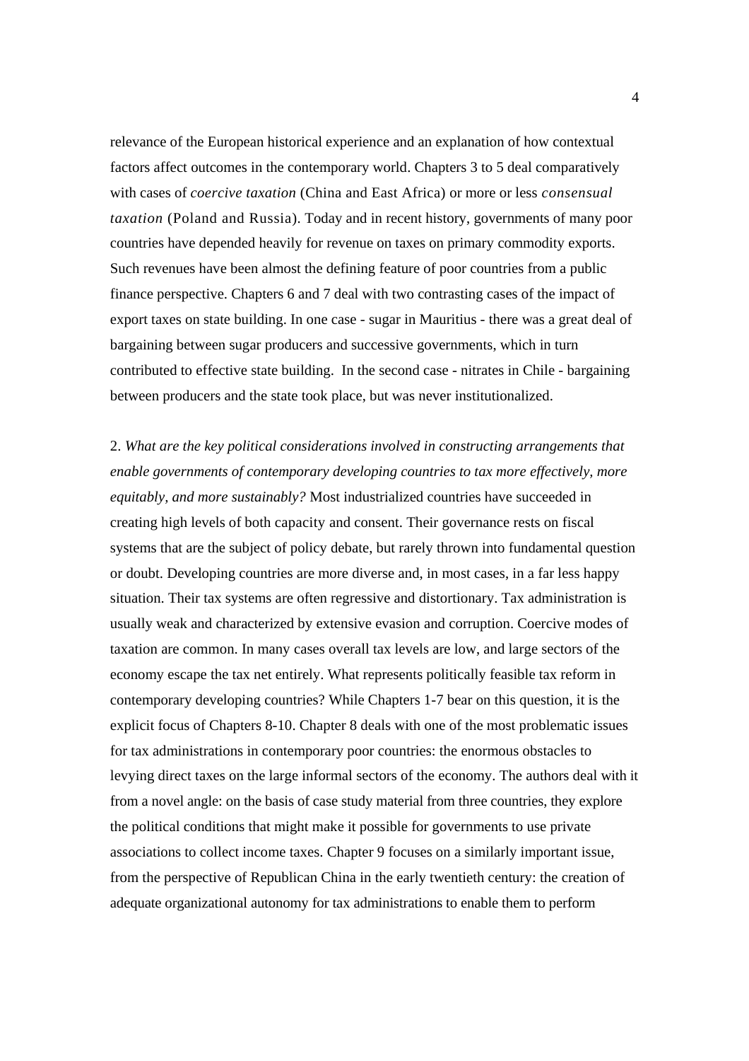relevance of the European historical experience and an explanation of how contextual factors affect outcomes in the contemporary world. Chapters 3 to 5 deal comparatively with cases of *coercive taxation* (China and East Africa) or more or less *consensual taxation* (Poland and Russia). Today and in recent history, governments of many poor countries have depended heavily for revenue on taxes on primary commodity exports. Such revenues have been almost the defining feature of poor countries from a public finance perspective. Chapters 6 and 7 deal with two contrasting cases of the impact of export taxes on state building. In one case - sugar in Mauritius - there was a great deal of bargaining between sugar producers and successive governments, which in turn contributed to effective state building. In the second case - nitrates in Chile - bargaining between producers and the state took place, but was never institutionalized.

2. *What are the key political considerations involved in constructing arrangements that enable governments of contemporary developing countries to tax more effectively, more equitably, and more sustainably?* Most industrialized countries have succeeded in creating high levels of both capacity and consent. Their governance rests on fiscal systems that are the subject of policy debate, but rarely thrown into fundamental question or doubt. Developing countries are more diverse and, in most cases, in a far less happy situation. Their tax systems are often regressive and distortionary. Tax administration is usually weak and characterized by extensive evasion and corruption. Coercive modes of taxation are common. In many cases overall tax levels are low, and large sectors of the economy escape the tax net entirely. What represents politically feasible tax reform in contemporary developing countries? While Chapters 1-7 bear on this question, it is the explicit focus of Chapters 8-10. Chapter 8 deals with one of the most problematic issues for tax administrations in contemporary poor countries: the enormous obstacles to levying direct taxes on the large informal sectors of the economy. The authors deal with it from a novel angle: on the basis of case study material from three countries, they explore the political conditions that might make it possible for governments to use private associations to collect income taxes. Chapter 9 focuses on a similarly important issue, from the perspective of Republican China in the early twentieth century: the creation of adequate organizational autonomy for tax administrations to enable them to perform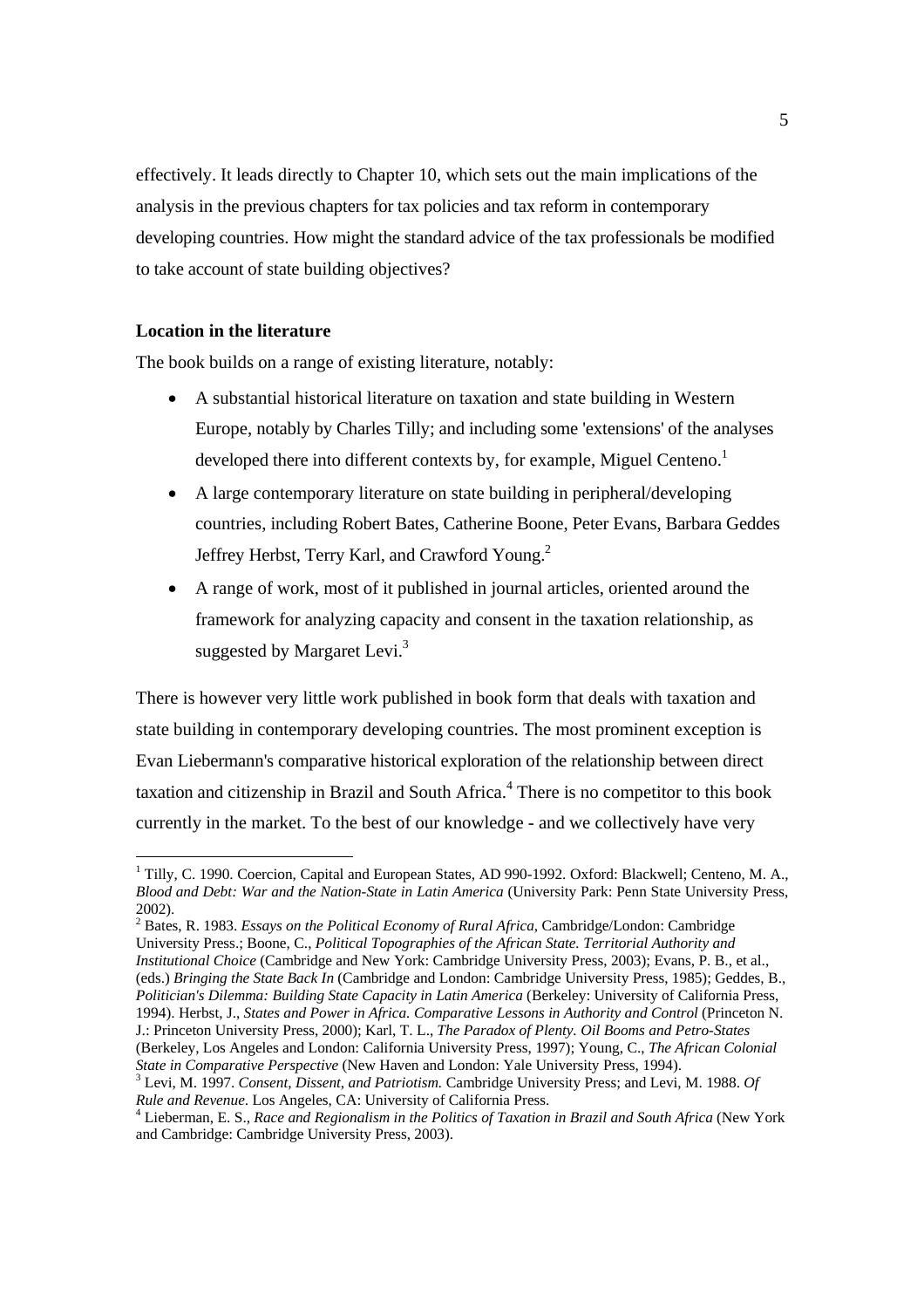effectively. It leads directly to Chapter 10, which sets out the main implications of the analysis in the previous chapters for tax policies and tax reform in contemporary developing countries. How might the standard advice of the tax professionals be modified to take account of state building objectives?

**Location in the literature**

The book builds on a range of existing literature, notably:

- A substantial historical literature on taxation and state building in Western Europe, notably by Charles Tilly; and including some 'extensions' of the analyses developed there into different contexts by, for example, Miguel Centeno.[1]
- A large contemporary literature on state building in peripheral/developing countries, including Robert Bates, Catherine Boone, Peter Evans, Barbara Geddes Jeffrey Herbst, Terry Karl, and Crawford Young.[2]
- A range of work, most of it published in journal articles, oriented around the framework for analyzing capacity and consent in the taxation relationship, as suggested by Margaret Levi.[3]

There is however very little work published in book form that deals with taxation and state building in contemporary developing countries. The most prominent exception is Evan Liebermann's comparative historical exploration of the relationship between direct taxation and citizenship in Brazil and South Africa.[4] There is no competitor to this book currently in the market. To the best of our knowledge - and we collectively have very

---

[1] Tilly, C. 1990. Coercion, Capital and European States, AD 990-1992. Oxford: Blackwell; Centeno, M. A., *Blood and Debt: War and the Nation-State in Latin America* (University Park: Penn State University Press, 2002).

[2] Bates, R. 1983. *Essays on the Political Economy of Rural Africa*, Cambridge/London: Cambridge University Press.; Boone, C., *Political Topographies of the African State. Territorial Authority and Institutional Choice* (Cambridge and New York: Cambridge University Press, 2003); Evans, P. B., et al., (eds.) *Bringing the State Back In* (Cambridge and London: Cambridge University Press, 1985); Geddes, B., *Politician's Dilemma: Building State Capacity in Latin America* (Berkeley: University of California Press, 1994). Herbst, J., *States and Power in Africa. Comparative Lessons in Authority and Control* (Princeton N. J.: Princeton University Press, 2000); Karl, T. L., *The Paradox of Plenty. Oil Booms and Petro-States* (Berkeley, Los Angeles and London: California University Press, 1997); Young, C., *The African Colonial State in Comparative Perspective* (New Haven and London: Yale University Press, 1994).

[3] Levi, M. 1997. *Consent, Dissent, and Patriotism.* Cambridge University Press; and Levi, M. 1988. *Of Rule and Revenue*. Los Angeles, CA: University of California Press.

[4] Lieberman, E. S., *Race and Regionalism in the Politics of Taxation in Brazil and South Africa* (New York and Cambridge: Cambridge University Press, 2003).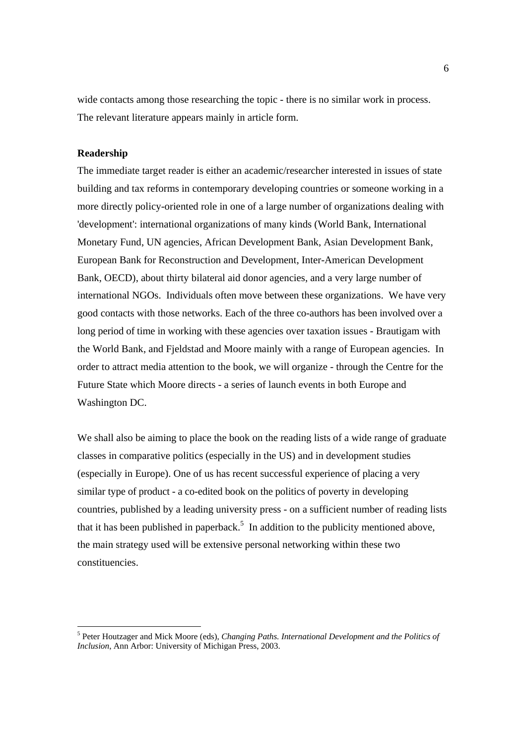wide contacts among those researching the topic - there is no similar work in process. The relevant literature appears mainly in article form.

**Readership**

The immediate target reader is either an academic/researcher interested in issues of state building and tax reforms in contemporary developing countries or someone working in a more directly policy-oriented role in one of a large number of organizations dealing with 'development': international organizations of many kinds (World Bank, International Monetary Fund, UN agencies, African Development Bank, Asian Development Bank, European Bank for Reconstruction and Development, Inter-American Development Bank, OECD), about thirty bilateral aid donor agencies, and a very large number of international NGOs. Individuals often move between these organizations. We have very good contacts with those networks. Each of the three co-authors has been involved over a long period of time in working with these agencies over taxation issues - Brautigam with the World Bank, and Fjeldstad and Moore mainly with a range of European agencies. In order to attract media attention to the book, we will organize - through the Centre for the Future State which Moore directs - a series of launch events in both Europe and Washington DC.

We shall also be aiming to place the book on the reading lists of a wide range of graduate classes in comparative politics (especially in the US) and in development studies (especially in Europe). One of us has recent successful experience of placing a very similar type of product - a co-edited book on the politics of poverty in developing countries, published by a leading university press - on a sufficient number of reading lists that it has been published in paperback.[5] In addition to the publicity mentioned above, the main strategy used will be extensive personal networking within these two constituencies.

---

[5] Peter Houtzager and Mick Moore (eds), *Changing Paths. International Development and the Politics of Inclusion*, Ann Arbor: University of Michigan Press, 2003.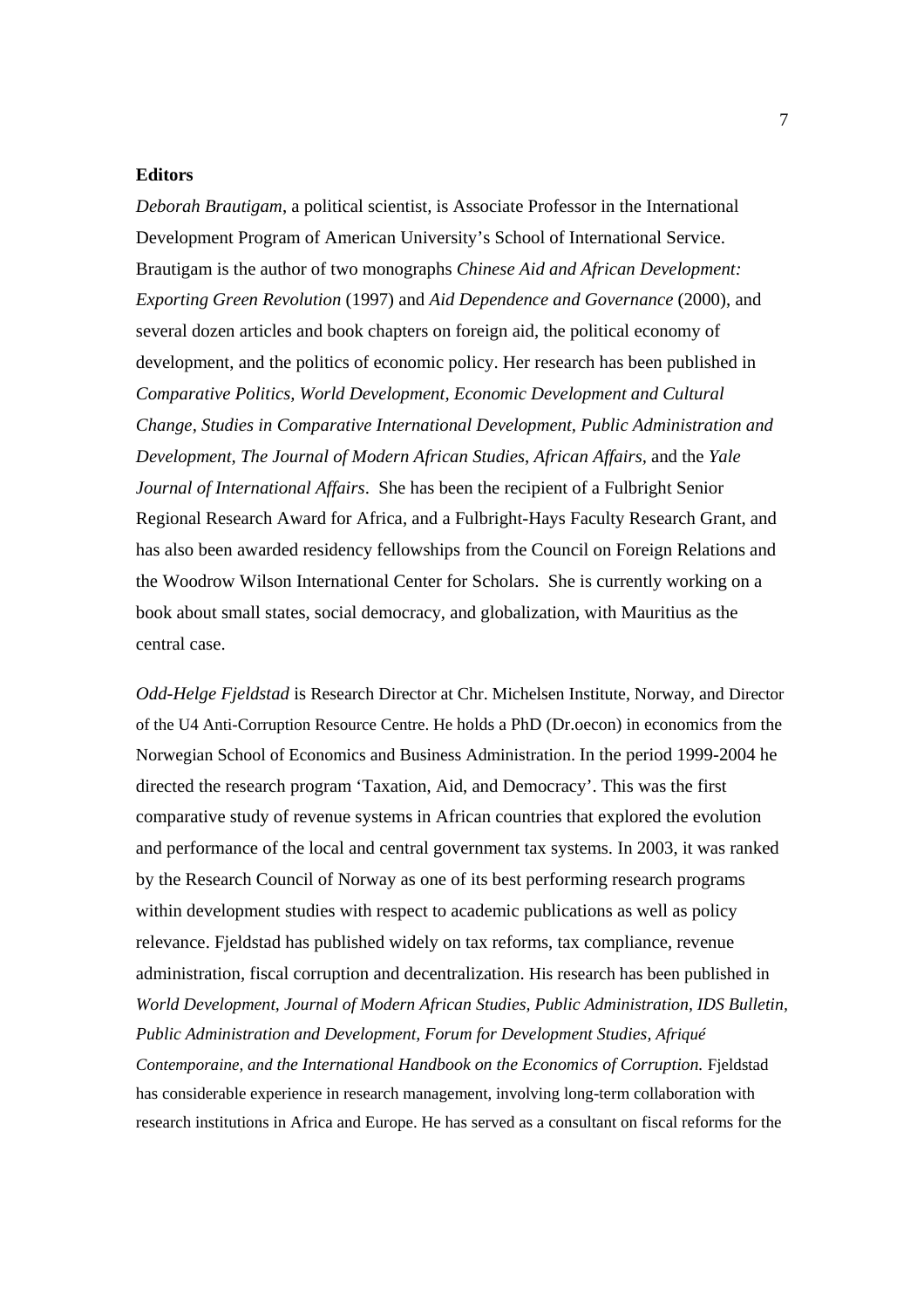**Editors**

*Deborah Brautigam*, a political scientist, is Associate Professor in the International Development Program of American University's School of International Service. Brautigam is the author of two monographs *Chinese Aid and African Development: Exporting Green Revolution* (1997) and *Aid Dependence and Governance* (2000), and several dozen articles and book chapters on foreign aid, the political economy of development, and the politics of economic policy. Her research has been published in *Comparative Politics, World Development, Economic Development and Cultural Change, Studies in Comparative International Development, Public Administration and Development, The Journal of Modern African Studies*, *African Affairs*, and the *Yale Journal of International Affairs*. She has been the recipient of a Fulbright Senior Regional Research Award for Africa, and a Fulbright-Hays Faculty Research Grant, and has also been awarded residency fellowships from the Council on Foreign Relations and the Woodrow Wilson International Center for Scholars. She is currently working on a book about small states, social democracy, and globalization, with Mauritius as the central case.

*Odd-Helge Fjeldstad* is Research Director at Chr. Michelsen Institute, Norway, and Director of the U4 Anti-Corruption Resource Centre. He holds a PhD (Dr.oecon) in economics from the Norwegian School of Economics and Business Administration. In the period 1999-2004 he directed the research program 'Taxation, Aid, and Democracy'. This was the first comparative study of revenue systems in African countries that explored the evolution and performance of the local and central government tax systems. In 2003, it was ranked by the Research Council of Norway as one of its best performing research programs within development studies with respect to academic publications as well as policy relevance. Fjeldstad has published widely on tax reforms, tax compliance, revenue administration, fiscal corruption and decentralization. His research has been published in *World Development, Journal of Modern African Studies, Public Administration, IDS Bulletin, Public Administration and Development, Forum for Development Studies, Afriqué Contemporaine, and the International Handbook on the Economics of Corruption.* Fjeldstad has considerable experience in research management, involving long-term collaboration with research institutions in Africa and Europe. He has served as a consultant on fiscal reforms for the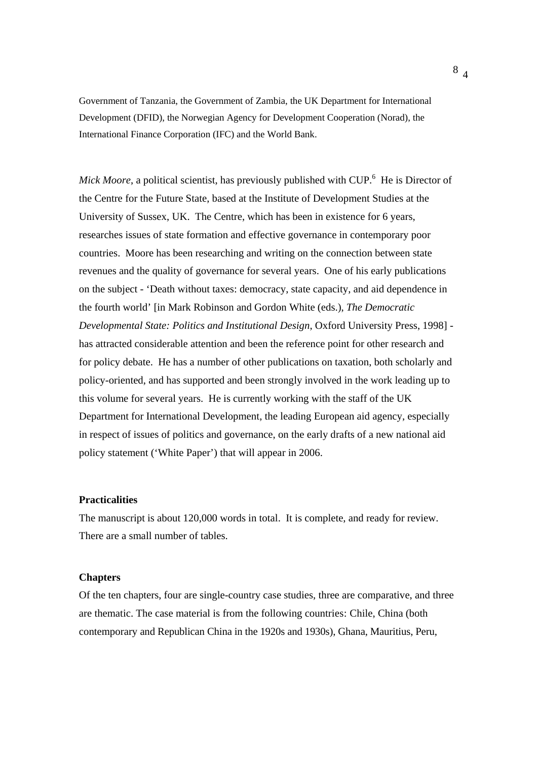Government of Tanzania, the Government of Zambia, the UK Department for International Development (DFID), the Norwegian Agency for Development Cooperation (Norad), the International Finance Corporation (IFC) and the World Bank.

*Mick Moore*, a political scientist, has previously published with CUP.[6] He is Director of the Centre for the Future State, based at the Institute of Development Studies at the University of Sussex, UK. The Centre, which has been in existence for 6 years, researches issues of state formation and effective governance in contemporary poor countries. Moore has been researching and writing on the connection between state revenues and the quality of governance for several years. One of his early publications on the subject - 'Death without taxes: democracy, state capacity, and aid dependence in the fourth world' [in Mark Robinson and Gordon White (eds.), *The Democratic Developmental State: Politics and Institutional Design*, Oxford University Press, 1998] - has attracted considerable attention and been the reference point for other research and for policy debate. He has a number of other publications on taxation, both scholarly and policy-oriented, and has supported and been strongly involved in the work leading up to this volume for several years. He is currently working with the staff of the UK Department for International Development, the leading European aid agency, especially in respect of issues of politics and governance, on the early drafts of a new national aid policy statement ('White Paper') that will appear in 2006.

**Practicalities**

The manuscript is about 120,000 words in total. It is complete, and ready for review. There are a small number of tables.

**Chapters**

Of the ten chapters, four are single-country case studies, three are comparative, and three are thematic. The case material is from the following countries: Chile, China (both contemporary and Republican China in the 1920s and 1930s), Ghana, Mauritius, Peru,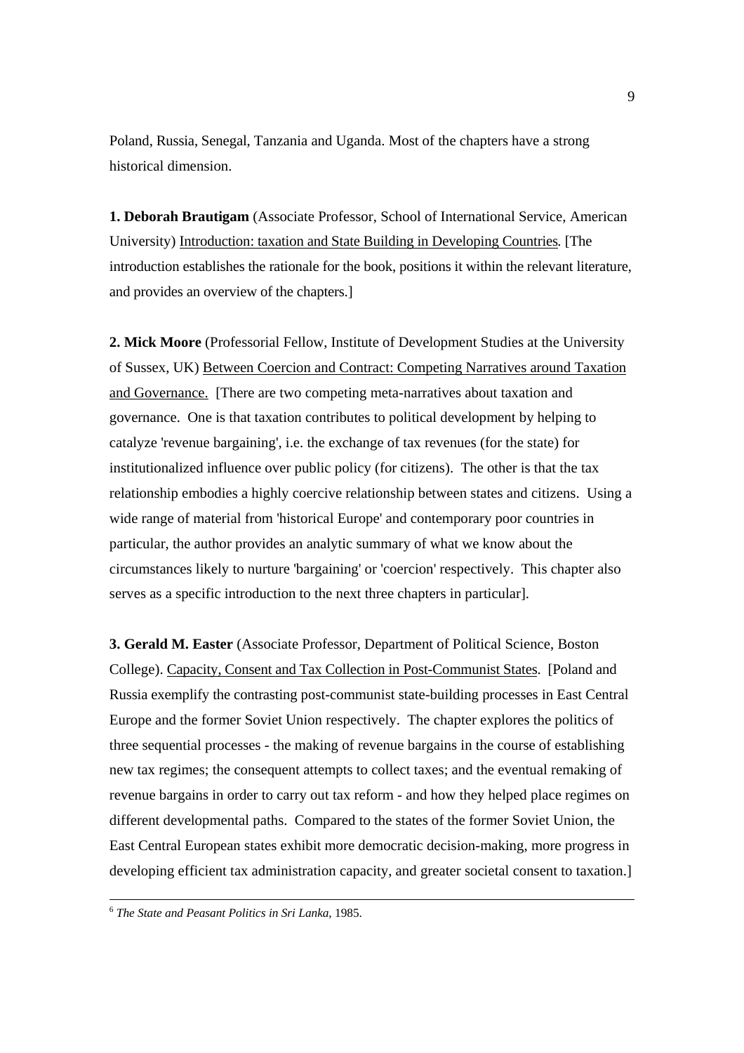Poland, Russia, Senegal, Tanzania and Uganda. Most of the chapters have a strong historical dimension.

**1. Deborah Brautigam** (Associate Professor, School of International Service, American University) Introduction: taxation and State Building in Developing Countries. [The introduction establishes the rationale for the book, positions it within the relevant literature, and provides an overview of the chapters.]

**2. Mick Moore** (Professorial Fellow, Institute of Development Studies at the University of Sussex, UK) Between Coercion and Contract: Competing Narratives around Taxation and Governance. [There are two competing meta-narratives about taxation and governance. One is that taxation contributes to political development by helping to catalyze 'revenue bargaining', i.e. the exchange of tax revenues (for the state) for institutionalized influence over public policy (for citizens). The other is that the tax relationship embodies a highly coercive relationship between states and citizens. Using a wide range of material from 'historical Europe' and contemporary poor countries in particular, the author provides an analytic summary of what we know about the circumstances likely to nurture 'bargaining' or 'coercion' respectively. This chapter also serves as a specific introduction to the next three chapters in particular].

**3. Gerald M. Easter** (Associate Professor, Department of Political Science, Boston College). Capacity, Consent and Tax Collection in Post-Communist States. [Poland and Russia exemplify the contrasting post-communist state-building processes in East Central Europe and the former Soviet Union respectively. The chapter explores the politics of three sequential processes - the making of revenue bargains in the course of establishing new tax regimes; the consequent attempts to collect taxes; and the eventual remaking of revenue bargains in order to carry out tax reform - and how they helped place regimes on different developmental paths. Compared to the states of the former Soviet Union, the East Central European states exhibit more democratic decision-making, more progress in developing efficient tax administration capacity, and greater societal consent to taxation.]

---

[6] *The State and Peasant Politics in Sri Lanka*, 1985.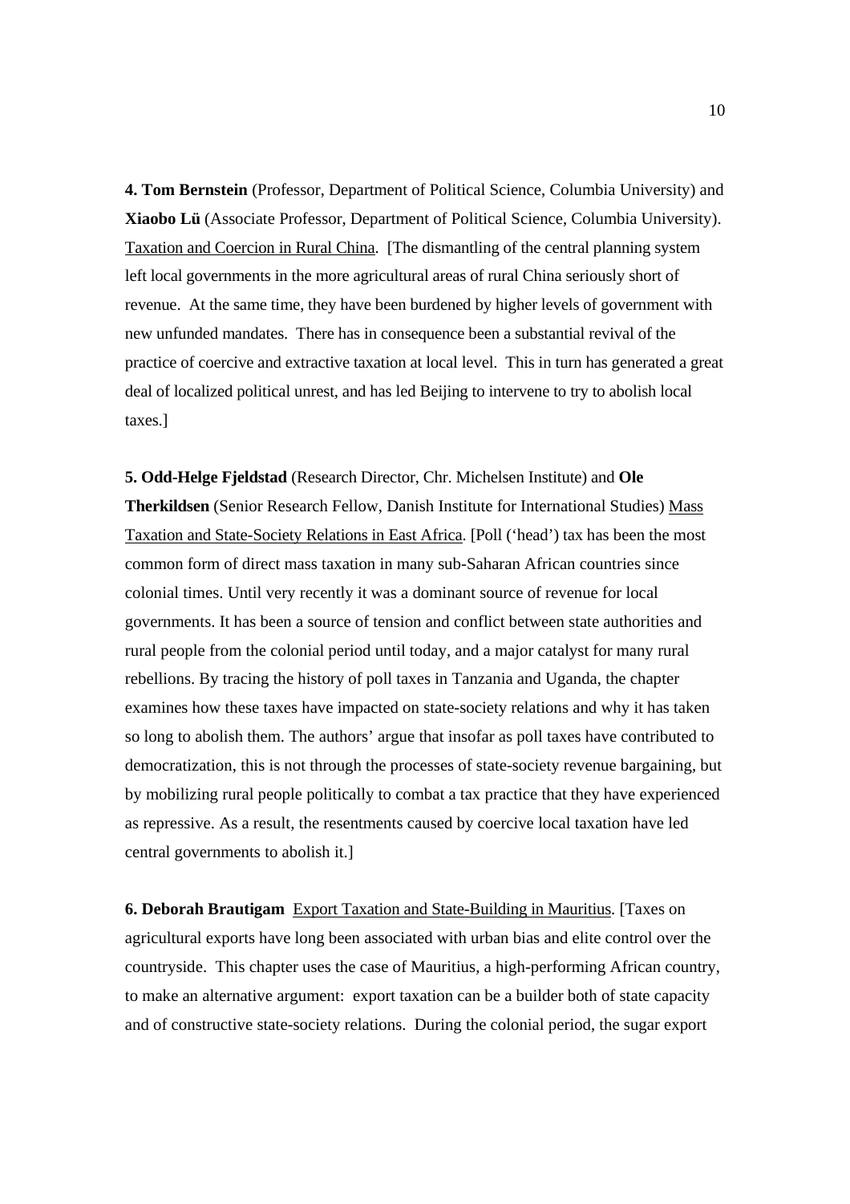**4. Tom Bernstein** (Professor, Department of Political Science, Columbia University) and **Xiaobo Lü** (Associate Professor, Department of Political Science, Columbia University). Taxation and Coercion in Rural China. [The dismantling of the central planning system left local governments in the more agricultural areas of rural China seriously short of revenue. At the same time, they have been burdened by higher levels of government with new unfunded mandates. There has in consequence been a substantial revival of the practice of coercive and extractive taxation at local level. This in turn has generated a great deal of localized political unrest, and has led Beijing to intervene to try to abolish local taxes.]

**5. Odd-Helge Fjeldstad** (Research Director, Chr. Michelsen Institute) and **Ole Therkildsen** (Senior Research Fellow, Danish Institute for International Studies) Mass Taxation and State-Society Relations in East Africa. [Poll ('head') tax has been the most common form of direct mass taxation in many sub-Saharan African countries since colonial times. Until very recently it was a dominant source of revenue for local governments. It has been a source of tension and conflict between state authorities and rural people from the colonial period until today, and a major catalyst for many rural rebellions. By tracing the history of poll taxes in Tanzania and Uganda, the chapter examines how these taxes have impacted on state-society relations and why it has taken so long to abolish them. The authors' argue that insofar as poll taxes have contributed to democratization, this is not through the processes of state-society revenue bargaining, but by mobilizing rural people politically to combat a tax practice that they have experienced as repressive. As a result, the resentments caused by coercive local taxation have led central governments to abolish it.]

**6. Deborah Brautigam** Export Taxation and State-Building in Mauritius. [Taxes on agricultural exports have long been associated with urban bias and elite control over the countryside. This chapter uses the case of Mauritius, a high-performing African country, to make an alternative argument: export taxation can be a builder both of state capacity and of constructive state-society relations. During the colonial period, the sugar export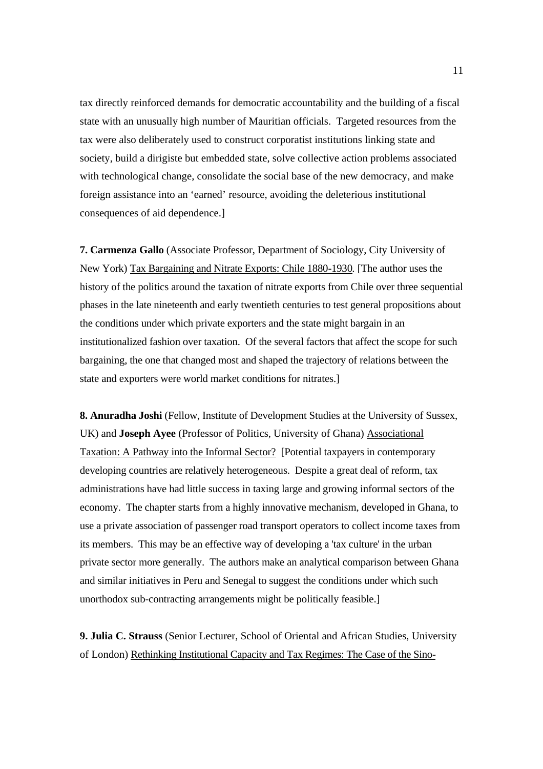tax directly reinforced demands for democratic accountability and the building of a fiscal state with an unusually high number of Mauritian officials. Targeted resources from the tax were also deliberately used to construct corporatist institutions linking state and society, build a dirigiste but embedded state, solve collective action problems associated with technological change, consolidate the social base of the new democracy, and make foreign assistance into an 'earned' resource, avoiding the deleterious institutional consequences of aid dependence.]

**7. Carmenza Gallo** (Associate Professor, Department of Sociology, City University of New York) Tax Bargaining and Nitrate Exports: Chile 1880-1930. [The author uses the history of the politics around the taxation of nitrate exports from Chile over three sequential phases in the late nineteenth and early twentieth centuries to test general propositions about the conditions under which private exporters and the state might bargain in an institutionalized fashion over taxation. Of the several factors that affect the scope for such bargaining, the one that changed most and shaped the trajectory of relations between the state and exporters were world market conditions for nitrates.]

**8. Anuradha Joshi** (Fellow, Institute of Development Studies at the University of Sussex, UK) and **Joseph Ayee** (Professor of Politics, University of Ghana) Associational Taxation: A Pathway into the Informal Sector? [Potential taxpayers in contemporary developing countries are relatively heterogeneous. Despite a great deal of reform, tax administrations have had little success in taxing large and growing informal sectors of the economy. The chapter starts from a highly innovative mechanism, developed in Ghana, to use a private association of passenger road transport operators to collect income taxes from its members. This may be an effective way of developing a 'tax culture' in the urban private sector more generally. The authors make an analytical comparison between Ghana and similar initiatives in Peru and Senegal to suggest the conditions under which such unorthodox sub-contracting arrangements might be politically feasible.]

**9. Julia C. Strauss** (Senior Lecturer, School of Oriental and African Studies, University of London) Rethinking Institutional Capacity and Tax Regimes: The Case of the Sino-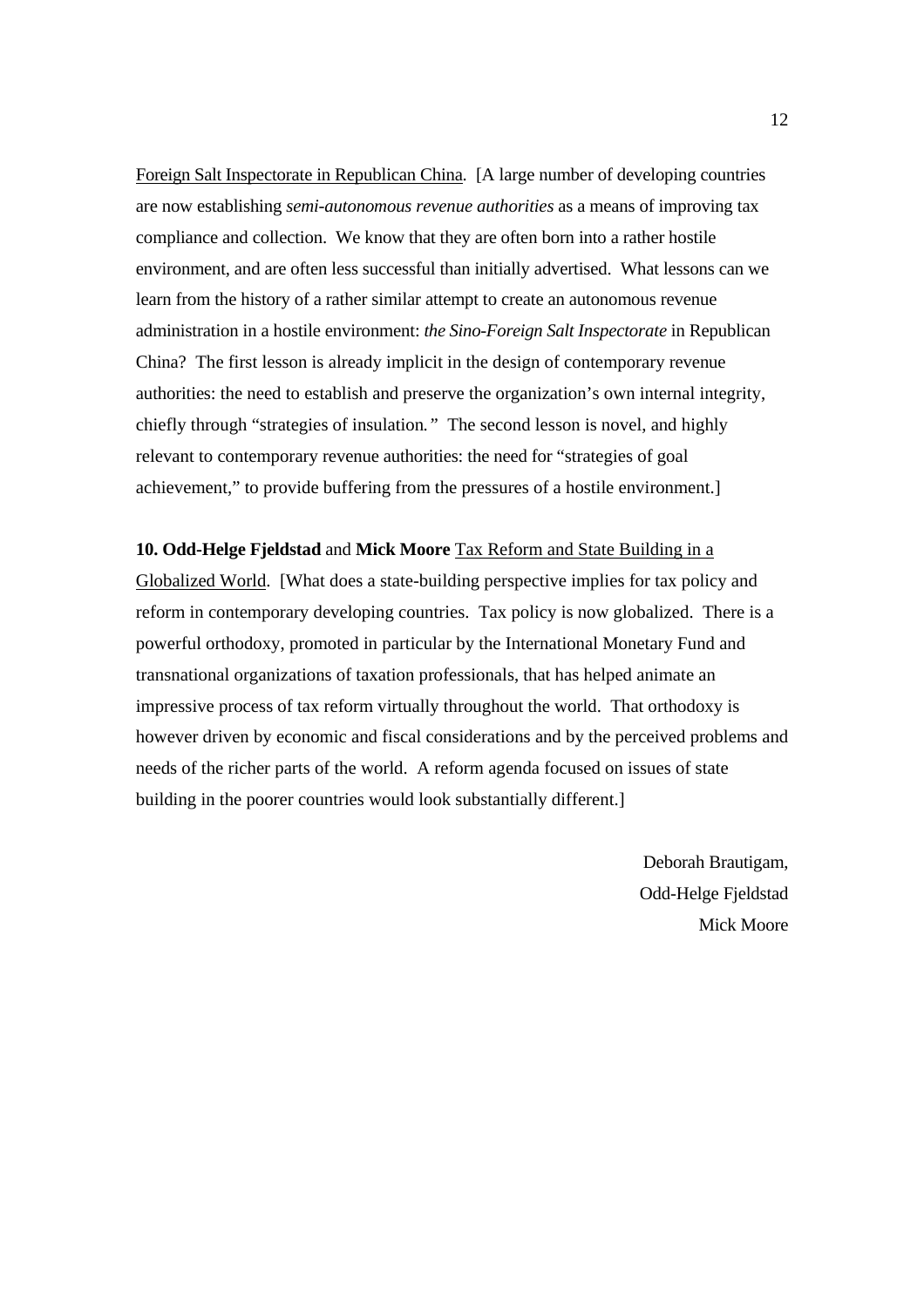Foreign Salt Inspectorate in Republican China. [A large number of developing countries are now establishing *semi-autonomous revenue authorities* as a means of improving tax compliance and collection. We know that they are often born into a rather hostile environment, and are often less successful than initially advertised. What lessons can we learn from the history of a rather similar attempt to create an autonomous revenue administration in a hostile environment: *the Sino-Foreign Salt Inspectorate* in Republican China? The first lesson is already implicit in the design of contemporary revenue authorities: the need to establish and preserve the organization's own internal integrity, chiefly through "strategies of insulation*.*" The second lesson is novel, and highly relevant to contemporary revenue authorities: the need for "strategies of goal achievement," to provide buffering from the pressures of a hostile environment.]

**10. Odd-Helge Fjeldstad** and **Mick Moore** Tax Reform and State Building in a Globalized World. [What does a state-building perspective implies for tax policy and reform in contemporary developing countries. Tax policy is now globalized. There is a powerful orthodoxy, promoted in particular by the International Monetary Fund and transnational organizations of taxation professionals, that has helped animate an impressive process of tax reform virtually throughout the world. That orthodoxy is however driven by economic and fiscal considerations and by the perceived problems and needs of the richer parts of the world. A reform agenda focused on issues of state building in the poorer countries would look substantially different.]

Deborah Brautigam,
Odd-Helge Fjeldstad
Mick Moore